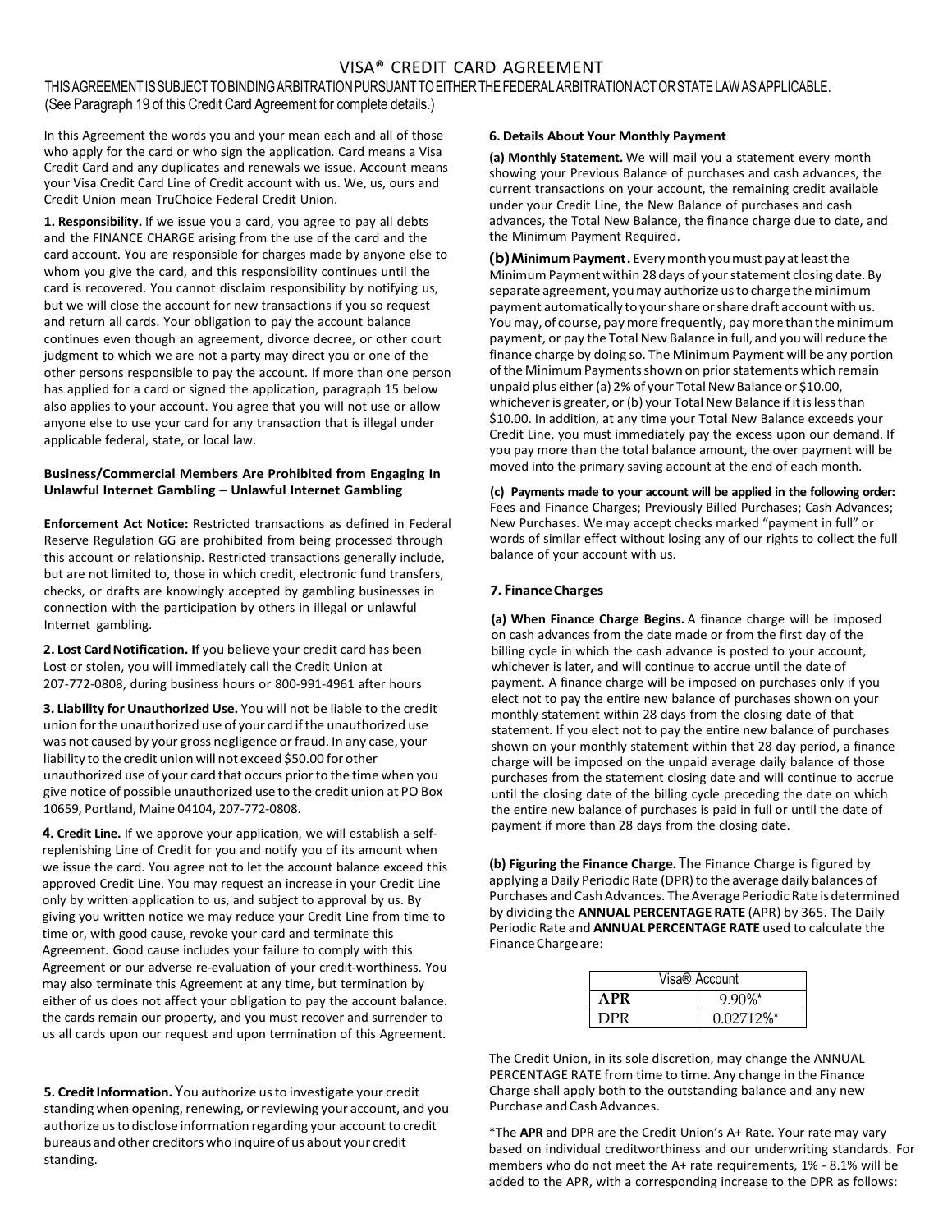# VISA® CREDIT CARD AGREEMENT

THIS AGREEMENT IS SUBJECT TO BINDING ARBITRATION PURSUANT TO EITHER THE FEDERAL ARBITRATION ACT OR STATE LAW AS APPLICABLE. (See Paragraph 19 of this Credit Card Agreement for complete details.)

In this Agreement the words you and your mean each and all of those who apply for the card or who sign the application. Card means a Visa Credit Card and any duplicates and renewals we issue. Account means your Visa Credit Card Line of Credit account with us. We, us, ours and Credit Union mean TruChoice Federal Credit Union.

**1. Responsibility.** If we issue you a card, you agree to pay all debts and the FINANCE CHARGE arising from the use of the card and the card account. You are responsible for charges made by anyone else to whom you give the card, and this responsibility continues until the card is recovered. You cannot disclaim responsibility by notifying us, but we will close the account for new transactions if you so request and return all cards. Your obligation to pay the account balance continues even though an agreement, divorce decree, or other court judgment to which we are not a party may direct you or one of the other persons responsible to pay the account. If more than one person has applied for a card or signed the application, paragraph 15 below also applies to your account. You agree that you will not use or allow anyone else to use your card for any transaction that is illegal under applicable federal, state, or local law.

**Business/Commercial Members Are Prohibited from Engaging In Unlawful Internet Gambling – Unlawful Internet Gambling**

**Enforcement Act Notice:** Restricted transactions as defined in Federal Reserve Regulation GG are prohibited from being processed through this account or relationship. Restricted transactions generally include, but are not limited to, those in which credit, electronic fund transfers, checks, or drafts are knowingly accepted by gambling businesses in connection with the participation by others in illegal or unlawful Internet gambling.

**2. Lost Card Notification.** If you believe your credit card has been Lost or stolen, you will immediately call the Credit Union at 207-772-0808, during business hours or 800-991-4961 after hours

**3. Liability for Unauthorized Use.** You will not be liable to the credit union for the unauthorized use of your card if the unauthorized use was not caused by your gross negligence or fraud. In any case, your liability to the credit union will not exceed $50.00 for other unauthorized use of your card that occurs prior to the time when you give notice of possible unauthorized use to the credit union at PO Box 10659, Portland, Maine 04104, 207-772-0808.

**4. Credit Line.** If we approve your application, we will establish a self-replenishing Line of Credit for you and notify you of its amount when we issue the card. You agree not to let the account balance exceed this approved Credit Line. You may request an increase in your Credit Line only by written application to us, and subject to approval by us. By giving you written notice we may reduce your Credit Line from time to time or, with good cause, revoke your card and terminate this Agreement. Good cause includes your failure to comply with this Agreement or our adverse re-evaluation of your credit-worthiness. You may also terminate this Agreement at any time, but termination by either of us does not affect your obligation to pay the account balance. the cards remain our property, and you must recover and surrender to us all cards upon our request and upon termination of this Agreement.

**5. Credit Information.** You authorize us to investigate your credit standing when opening, renewing, or reviewing your account, and you authorize us to disclose information regarding your account to credit bureaus and other creditors who inquire of us about your credit standing.

**6. Details About Your Monthly Payment**

**(a) Monthly Statement.** We will mail you a statement every month showing your Previous Balance of purchases and cash advances, the current transactions on your account, the remaining credit available under your Credit Line, the New Balance of purchases and cash advances, the Total New Balance, the finance charge due to date, and the Minimum Payment Required.

**(b) Minimum Payment.** Every month you must pay at least the Minimum Payment within 28 days of your statement closing date. By separate agreement, you may authorize us to charge the minimum payment automatically to your share or share draft account with us. You may, of course, pay more frequently, pay more than the minimum payment, or pay the Total New Balance in full, and you will reduce the finance charge by doing so. The Minimum Payment will be any portion of the Minimum Payments shown on prior statements which remain unpaid plus either (a) 2% of your Total New Balance or $10.00, whichever is greater, or (b) your Total New Balance if it is less than $10.00. In addition, at any time your Total New Balance exceeds your Credit Line, you must immediately pay the excess upon our demand. If you pay more than the total balance amount, the over payment will be moved into the primary saving account at the end of each month.

**(c) Payments made to your account will be applied in the following order:** Fees and Finance Charges; Previously Billed Purchases; Cash Advances; New Purchases. We may accept checks marked "payment in full" or words of similar effect without losing any of our rights to collect the full balance of your account with us.

**7. Finance Charges**

**(a) When Finance Charge Begins.** A finance charge will be imposed on cash advances from the date made or from the first day of the billing cycle in which the cash advance is posted to your account, whichever is later, and will continue to accrue until the date of payment. A finance charge will be imposed on purchases only if you elect not to pay the entire new balance of purchases shown on your monthly statement within 28 days from the closing date of that statement. If you elect not to pay the entire new balance of purchases shown on your monthly statement within that 28 day period, a finance charge will be imposed on the unpaid average daily balance of those purchases from the statement closing date and will continue to accrue until the closing date of the billing cycle preceding the date on which the entire new balance of purchases is paid in full or until the date of payment if more than 28 days from the closing date.

**(b) Figuring the Finance Charge.** The Finance Charge is figured by applying a Daily Periodic Rate (DPR) to the average daily balances of Purchases and Cash Advances. The Average Periodic Rate is determined by dividing the **ANNUAL PERCENTAGE RATE** (APR) by 365. The Daily Periodic Rate and **ANNUAL PERCENTAGE RATE** used to calculate the Finance Charge are:

| Visa® Account | |
|---|---|
| **APR** | 9.90%* |
| DPR | 0.02712%* |

The Credit Union, in its sole discretion, may change the ANNUAL PERCENTAGE RATE from time to time. Any change in the Finance Charge shall apply both to the outstanding balance and any new Purchase and Cash Advances.

*The **APR** and DPR are the Credit Union's A+ Rate. Your rate may vary based on individual creditworthiness and our underwriting standards. For members who do not meet the A+ rate requirements, 1% - 8.1% will be added to the APR, with a corresponding increase to the DPR as follows: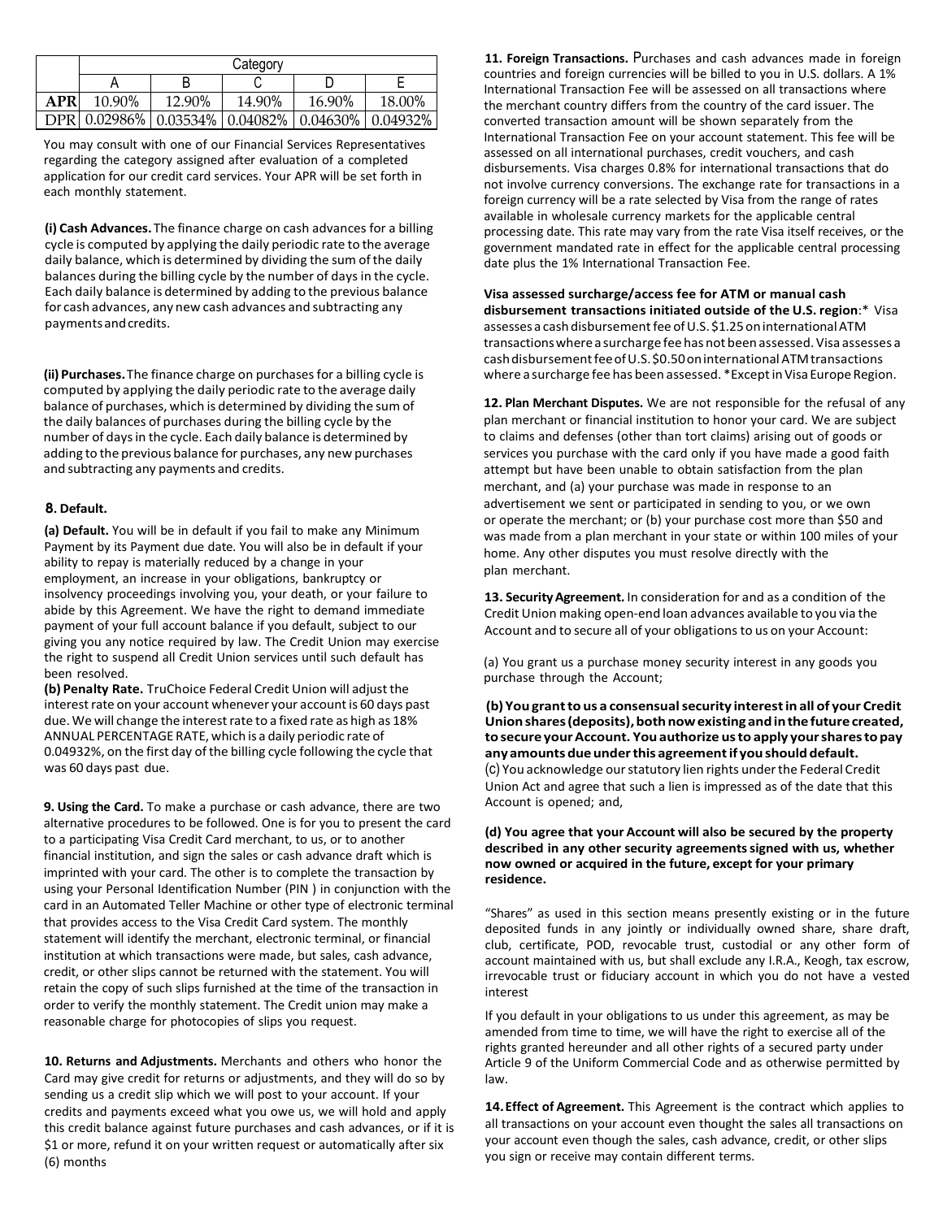| | Category | | | | |
|---|---|---|---|---|---|
| | A | B | C | D | E |
| **APR** | 10.90% | 12.90% | 14.90% | 16.90% | 18.00% |
| DPR | 0.02986% | 0.03534% | 0.04082% | 0.04630% | 0.04932% |

You may consult with one of our Financial Services Representatives regarding the category assigned after evaluation of a completed application for our credit card services. Your APR will be set forth in each monthly statement.

**(i) Cash Advances.** The finance charge on cash advances for a billing cycle is computed by applying the daily periodic rate to the average daily balance, which is determined by dividing the sum of the daily balances during the billing cycle by the number of days in the cycle. Each daily balance is determined by adding to the previous balance for cash advances, any new cash advances and subtracting any payments and credits.

**(ii) Purchases.** The finance charge on purchases for a billing cycle is computed by applying the daily periodic rate to the average daily balance of purchases, which is determined by dividing the sum of the daily balances of purchases during the billing cycle by the number of days in the cycle. Each daily balance is determined by adding to the previous balance for purchases, any new purchases and subtracting any payments and credits.

## 8. Default.

**(a) Default.** You will be in default if you fail to make any Minimum Payment by its Payment due date. You will also be in default if your ability to repay is materially reduced by a change in your employment, an increase in your obligations, bankruptcy or insolvency proceedings involving you, your death, or your failure to abide by this Agreement. We have the right to demand immediate payment of your full account balance if you default, subject to our giving you any notice required by law. The Credit Union may exercise the right to suspend all Credit Union services until such default has been resolved.

**(b) Penalty Rate.** TruChoice Federal Credit Union will adjust the interest rate on your account whenever your account is 60 days past due. We will change the interest rate to a fixed rate as high as 18% ANNUAL PERCENTAGE RATE, which is a daily periodic rate of 0.04932%, on the first day of the billing cycle following the cycle that was 60 days past due.

**9. Using the Card.** To make a purchase or cash advance, there are two alternative procedures to be followed. One is for you to present the card to a participating Visa Credit Card merchant, to us, or to another financial institution, and sign the sales or cash advance draft which is imprinted with your card. The other is to complete the transaction by using your Personal Identification Number (PIN ) in conjunction with the card in an Automated Teller Machine or other type of electronic terminal that provides access to the Visa Credit Card system. The monthly statement will identify the merchant, electronic terminal, or financial institution at which transactions were made, but sales, cash advance, credit, or other slips cannot be returned with the statement. You will retain the copy of such slips furnished at the time of the transaction in order to verify the monthly statement. The Credit union may make a reasonable charge for photocopies of slips you request.

**10. Returns and Adjustments.** Merchants and others who honor the Card may give credit for returns or adjustments, and they will do so by sending us a credit slip which we will post to your account. If your credits and payments exceed what you owe us, we will hold and apply this credit balance against future purchases and cash advances, or if it is $1 or more, refund it on your written request or automatically after six (6) months

**11. Foreign Transactions.** Purchases and cash advances made in foreign countries and foreign currencies will be billed to you in U.S. dollars. A 1% International Transaction Fee will be assessed on all transactions where the merchant country differs from the country of the card issuer. The converted transaction amount will be shown separately from the International Transaction Fee on your account statement. This fee will be assessed on all international purchases, credit vouchers, and cash disbursements. Visa charges 0.8% for international transactions that do not involve currency conversions. The exchange rate for transactions in a foreign currency will be a rate selected by Visa from the range of rates available in wholesale currency markets for the applicable central processing date. This rate may vary from the rate Visa itself receives, or the government mandated rate in effect for the applicable central processing date plus the 1% International Transaction Fee.

**Visa assessed surcharge/access fee for ATM or manual cash disbursement transactions initiated outside of the U.S. region**:* Visa assesses a cash disbursement fee of U.S. $1.25 on international ATM transactions where a surcharge fee has not been assessed. Visa assesses a cash disbursement fee of U.S. $0.50 on international ATM transactions where a surcharge fee has been assessed. *Except in Visa Europe Region.

**12. Plan Merchant Disputes.** We are not responsible for the refusal of any plan merchant or financial institution to honor your card. We are subject to claims and defenses (other than tort claims) arising out of goods or services you purchase with the card only if you have made a good faith attempt but have been unable to obtain satisfaction from the plan merchant, and (a) your purchase was made in response to an advertisement we sent or participated in sending to you, or we own or operate the merchant; or (b) your purchase cost more than $50 and was made from a plan merchant in your state or within 100 miles of your home. Any other disputes you must resolve directly with the plan merchant.

**13. Security Agreement.** In consideration for and as a condition of the Credit Union making open-end loan advances available to you via the Account and to secure all of your obligations to us on your Account:

(a) You grant us a purchase money security interest in any goods you purchase through the Account;

**(b) You grant to us a consensual security interest in all of your Credit Union shares (deposits), both now existing and in the future created, to secure your Account. You authorize us to apply your shares to pay any amounts due under this agreement if you should default.**

(c) You acknowledge our statutory lien rights under the Federal Credit Union Act and agree that such a lien is impressed as of the date that this Account is opened; and,

**(d) You agree that your Account will also be secured by the property described in any other security agreements signed with us, whether now owned or acquired in the future, except for your primary residence.**

"Shares" as used in this section means presently existing or in the future deposited funds in any jointly or individually owned share, share draft, club, certificate, POD, revocable trust, custodial or any other form of account maintained with us, but shall exclude any I.R.A., Keogh, tax escrow, irrevocable trust or fiduciary account in which you do not have a vested interest

If you default in your obligations to us under this agreement, as may be amended from time to time, we will have the right to exercise all of the rights granted hereunder and all other rights of a secured party under Article 9 of the Uniform Commercial Code and as otherwise permitted by law.

**14. Effect of Agreement.** This Agreement is the contract which applies to all transactions on your account even thought the sales all transactions on your account even though the sales, cash advance, credit, or other slips you sign or receive may contain different terms.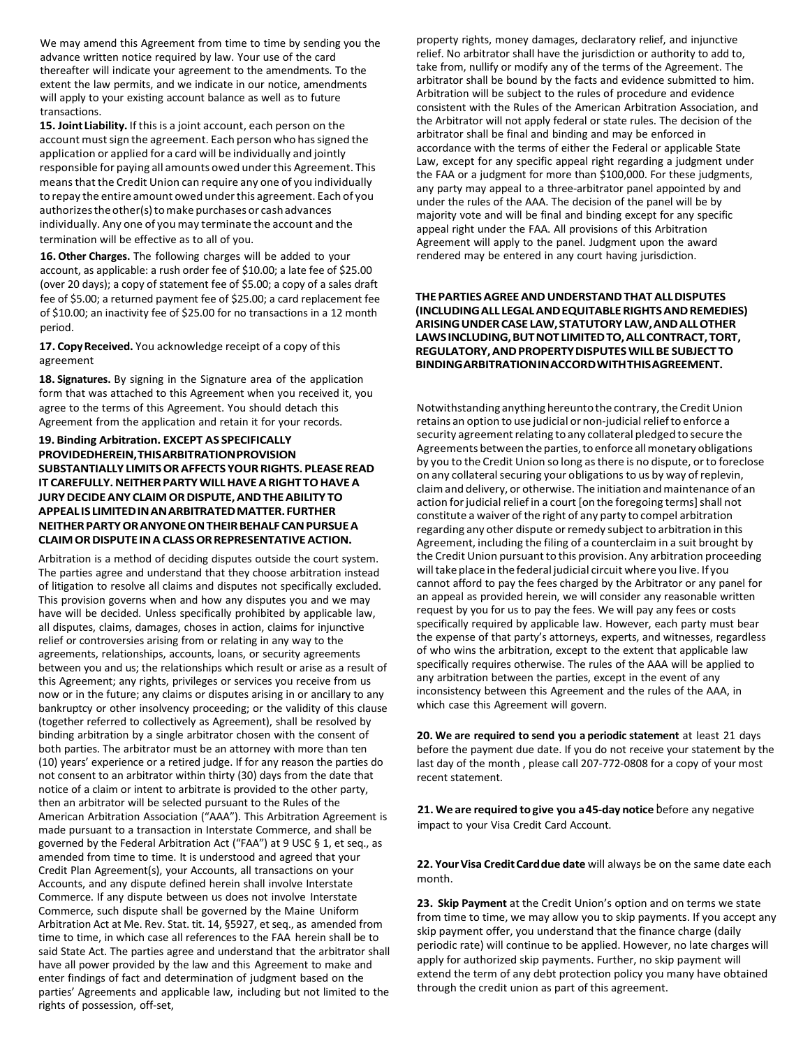We may amend this Agreement from time to time by sending you the advance written notice required by law. Your use of the card thereafter will indicate your agreement to the amendments. To the extent the law permits, and we indicate in our notice, amendments will apply to your existing account balance as well as to future transactions.

**15. Joint Liability.** If this is a joint account, each person on the account must sign the agreement. Each person who has signed the application or applied for a card will be individually and jointly responsible for paying all amounts owed under this Agreement. This means that the Credit Union can require any one of you individually to repay the entire amount owed under this agreement. Each of you authorizes the other(s) to make purchases or cash advances individually. Any one of you may terminate the account and the termination will be effective as to all of you.

**16. Other Charges.** The following charges will be added to your account, as applicable: a rush order fee of $10.00; a late fee of $25.00 (over 20 days); a copy of statement fee of $5.00; a copy of a sales draft fee of $5.00; a returned payment fee of $25.00; a card replacement fee of $10.00; an inactivity fee of $25.00 for no transactions in a 12 month period.

**17. Copy Received.** You acknowledge receipt of a copy of this agreement

**18. Signatures.** By signing in the Signature area of the application form that was attached to this Agreement when you received it, you agree to the terms of this Agreement. You should detach this Agreement from the application and retain it for your records.

**19. Binding Arbitration. EXCEPT AS SPECIFICALLY PROVIDED HEREIN, THIS ARBITRATION PROVISION SUBSTANTIALLY LIMITS OR AFFECTS YOUR RIGHTS. PLEASE READ IT CAREFULLY. NEITHER PARTY WILL HAVE A RIGHT TO HAVE A JURY DECIDE ANY CLAIM OR DISPUTE, AND THE ABILITY TO APPEAL IS LIMITED IN AN ARBITRATED MATTER. FURTHER NEITHER PARTY OR ANYONE ON THEIR BEHALF CAN PURSUE A CLAIM OR DISPUTE IN A CLASS OR REPRESENTATIVE ACTION.**

Arbitration is a method of deciding disputes outside the court system. The parties agree and understand that they choose arbitration instead of litigation to resolve all claims and disputes not specifically excluded. This provision governs when and how any disputes you and we may have will be decided. Unless specifically prohibited by applicable law, all disputes, claims, damages, choses in action, claims for injunctive relief or controversies arising from or relating in any way to the agreements, relationships, accounts, loans, or security agreements between you and us; the relationships which result or arise as a result of this Agreement; any rights, privileges or services you receive from us now or in the future; any claims or disputes arising in or ancillary to any bankruptcy or other insolvency proceeding; or the validity of this clause (together referred to collectively as Agreement), shall be resolved by binding arbitration by a single arbitrator chosen with the consent of both parties. The arbitrator must be an attorney with more than ten (10) years' experience or a retired judge. If for any reason the parties do not consent to an arbitrator within thirty (30) days from the date that notice of a claim or intent to arbitrate is provided to the other party, then an arbitrator will be selected pursuant to the Rules of the American Arbitration Association ("AAA"). This Arbitration Agreement is made pursuant to a transaction in Interstate Commerce, and shall be governed by the Federal Arbitration Act ("FAA") at 9 USC § 1, et seq., as amended from time to time. It is understood and agreed that your Credit Plan Agreement(s), your Accounts, all transactions on your Accounts, and any dispute defined herein shall involve Interstate Commerce. If any dispute between us does not involve Interstate Commerce, such dispute shall be governed by the Maine Uniform Arbitration Act at Me. Rev. Stat. tit. 14, §5927, et seq., as amended from time to time, in which case all references to the FAA herein shall be to said State Act. The parties agree and understand that the arbitrator shall have all power provided by the law and this Agreement to make and enter findings of fact and determination of judgment based on the parties' Agreements and applicable law, including but not limited to the rights of possession, off-set, property rights, money damages, declaratory relief, and injunctive relief. No arbitrator shall have the jurisdiction or authority to add to, take from, nullify or modify any of the terms of the Agreement. The arbitrator shall be bound by the facts and evidence submitted to him. Arbitration will be subject to the rules of procedure and evidence consistent with the Rules of the American Arbitration Association, and the Arbitrator will not apply federal or state rules. The decision of the arbitrator shall be final and binding and may be enforced in accordance with the terms of either the Federal or applicable State Law, except for any specific appeal right regarding a judgment under the FAA or a judgment for more than $100,000. For these judgments, any party may appeal to a three-arbitrator panel appointed by and under the rules of the AAA. The decision of the panel will be by majority vote and will be final and binding except for any specific appeal right under the FAA. All provisions of this Arbitration Agreement will apply to the panel. Judgment upon the award rendered may be entered in any court having jurisdiction.

**THE PARTIES AGREE AND UNDERSTAND THAT ALL DISPUTES (INCLUDING ALL LEGAL AND EQUITABLE RIGHTS AND REMEDIES) ARISING UNDER CASE LAW, STATUTORY LAW, AND ALL OTHER LAWS INCLUDING, BUT NOT LIMITED TO, ALL CONTRACT, TORT, REGULATORY, AND PROPERTY DISPUTES WILL BE SUBJECT TO BINDING ARBITRATION IN ACCORD WITH THIS AGREEMENT.**

Notwithstanding anything hereunto the contrary, the Credit Union retains an option to use judicial or non-judicial relief to enforce a security agreement relating to any collateral pledged to secure the Agreements between the parties, to enforce all monetary obligations by you to the Credit Union so long as there is no dispute, or to foreclose on any collateral securing your obligations to us by way of replevin, claim and delivery, or otherwise. The initiation and maintenance of an action for judicial relief in a court [on the foregoing terms] shall not constitute a waiver of the right of any party to compel arbitration regarding any other dispute or remedy subject to arbitration in this Agreement, including the filing of a counterclaim in a suit brought by the Credit Union pursuant to this provision. Any arbitration proceeding will take place in the federal judicial circuit where you live. If you cannot afford to pay the fees charged by the Arbitrator or any panel for an appeal as provided herein, we will consider any reasonable written request by you for us to pay the fees. We will pay any fees or costs specifically required by applicable law. However, each party must bear the expense of that party's attorneys, experts, and witnesses, regardless of who wins the arbitration, except to the extent that applicable law specifically requires otherwise. The rules of the AAA will be applied to any arbitration between the parties, except in the event of any inconsistency between this Agreement and the rules of the AAA, in which case this Agreement will govern.

**20. We are required to send you a periodic statement** at least 21 days before the payment due date. If you do not receive your statement by the last day of the month , please call 207-772-0808 for a copy of your most recent statement.

**21. We are required to give you a 45-day notice** before any negative impact to your Visa Credit Card Account.

**22. Your Visa Credit Card due date** will always be on the same date each month.

**23. Skip Payment** at the Credit Union's option and on terms we state from time to time, we may allow you to skip payments. If you accept any skip payment offer, you understand that the finance charge (daily periodic rate) will continue to be applied. However, no late charges will apply for authorized skip payments. Further, no skip payment will extend the term of any debt protection policy you many have obtained through the credit union as part of this agreement.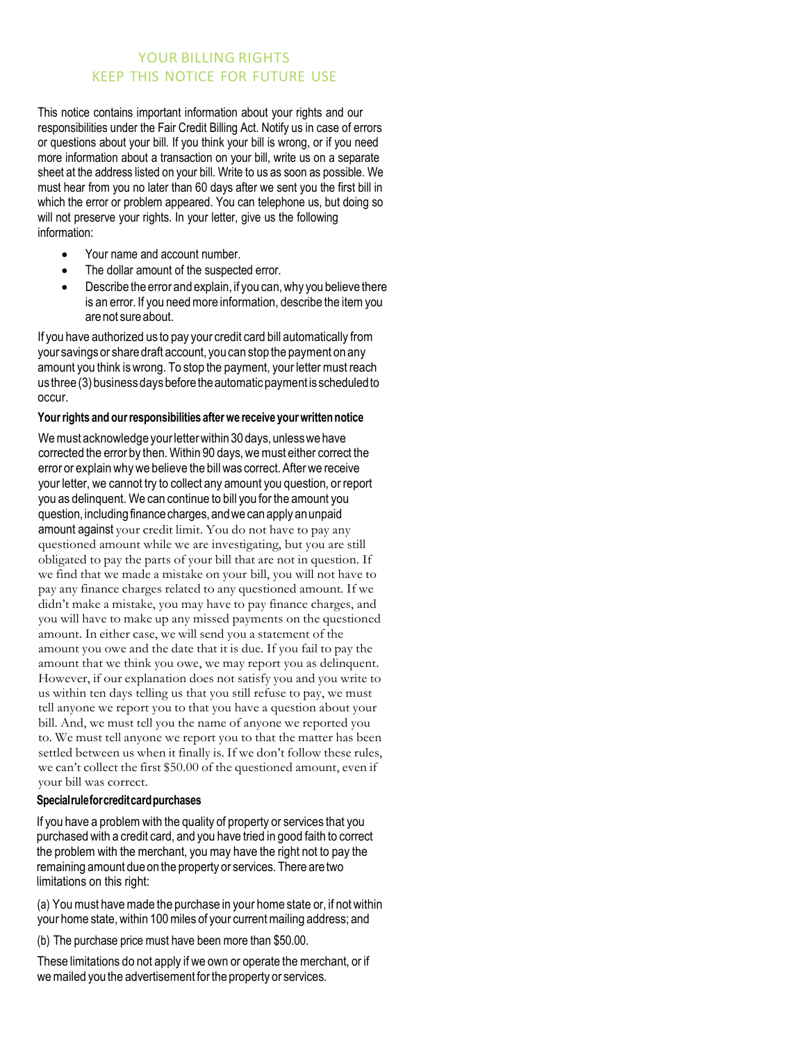# YOUR BILLING RIGHTS
# KEEP THIS NOTICE FOR FUTURE USE

This notice contains important information about your rights and our responsibilities under the Fair Credit Billing Act. Notify us in case of errors or questions about your bill. If you think your bill is wrong, or if you need more information about a transaction on your bill, write us on a separate sheet at the address listed on your bill. Write to us as soon as possible. We must hear from you no later than 60 days after we sent you the first bill in which the error or problem appeared. You can telephone us, but doing so will not preserve your rights. In your letter, give us the following information:

- Your name and account number.
- The dollar amount of the suspected error.
- Describe the error and explain, if you can, why you believe there is an error. If you need more information, describe the item you are not sure about.

If you have authorized us to pay your credit card bill automatically from your savings or share draft account, you can stop the payment on any amount you think is wrong. To stop the payment, your letter must reach us three (3) business days before the automatic payment is scheduled to occur.

**Your rights and our responsibilities after we receive your written notice**

We must acknowledge your letter within 30 days, unless we have corrected the error by then. Within 90 days, we must either correct the error or explain why we believe the bill was correct. After we receive your letter, we cannot try to collect any amount you question, or report you as delinquent. We can continue to bill you for the amount you question, including finance charges, and we can apply an unpaid amount against your credit limit. You do not have to pay any questioned amount while we are investigating, but you are still obligated to pay the parts of your bill that are not in question. If we find that we made a mistake on your bill, you will not have to pay any finance charges related to any questioned amount. If we didn't make a mistake, you may have to pay finance charges, and you will have to make up any missed payments on the questioned amount. In either case, we will send you a statement of the amount you owe and the date that it is due. If you fail to pay the amount that we think you owe, we may report you as delinquent. However, if our explanation does not satisfy you and you write to us within ten days telling us that you still refuse to pay, we must tell anyone we report you to that you have a question about your bill. And, we must tell you the name of anyone we reported you to. We must tell anyone we report you to that the matter has been settled between us when it finally is. If we don't follow these rules, we can't collect the first $50.00 of the questioned amount, even if your bill was correct.

**Special rule for credit card purchases**

If you have a problem with the quality of property or services that you purchased with a credit card, and you have tried in good faith to correct the problem with the merchant, you may have the right not to pay the remaining amount due on the property or services. There are two limitations on this right:

(a) You must have made the purchase in your home state or, if not within your home state, within 100 miles of your current mailing address; and

(b) The purchase price must have been more than $50.00.

These limitations do not apply if we own or operate the merchant, or if we mailed you the advertisement for the property or services.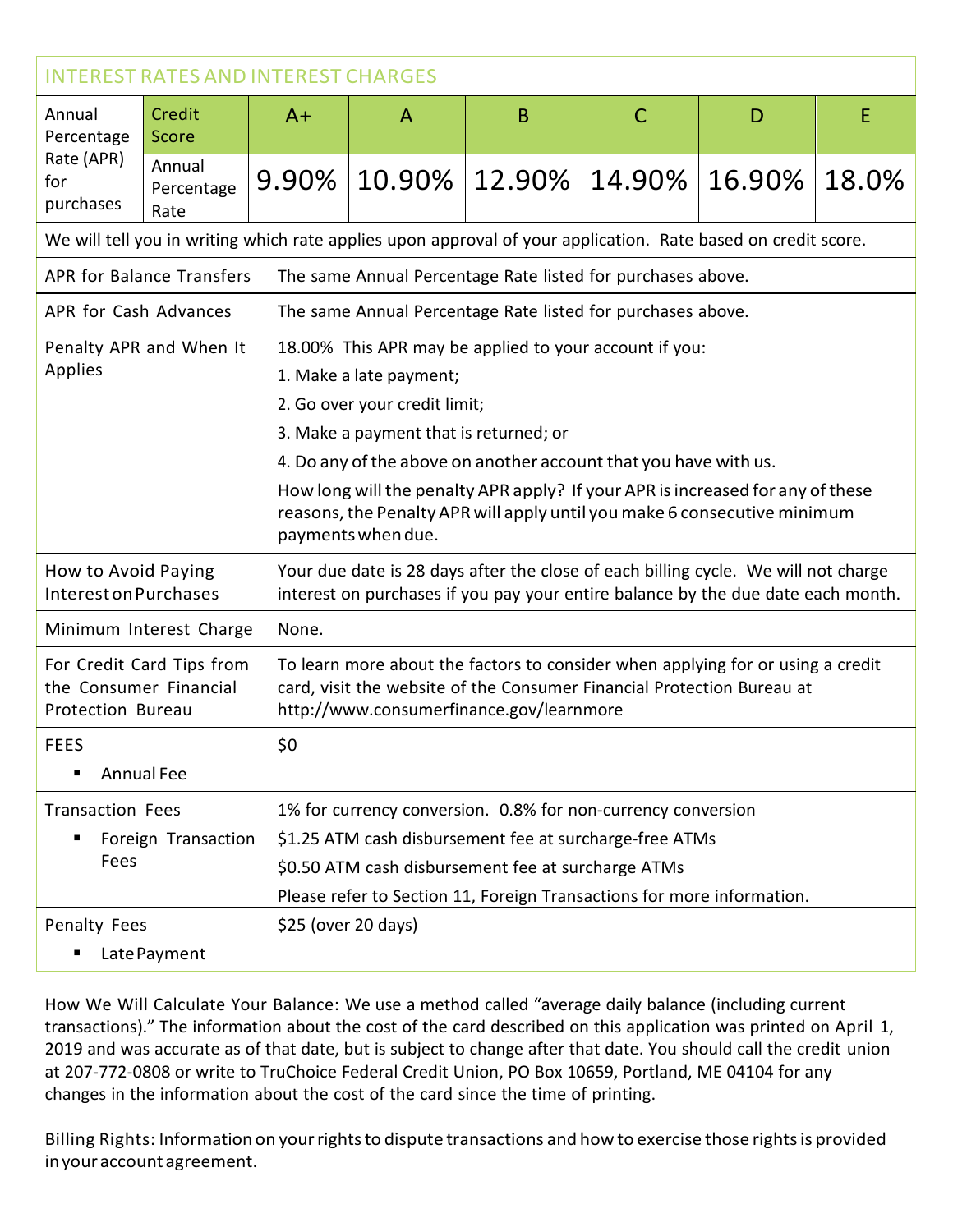## INTEREST RATES AND INTEREST CHARGES

| Annual Percentage Rate (APR) for purchases | Credit Score | A+ | A | B | C | D | E |
|---|---|---|---|---|---|---|---|
| | Annual Percentage Rate | 9.90% | 10.90% | 12.90% | 14.90% | 16.90% | 18.0% |

We will tell you in writing which rate applies upon approval of your application. Rate based on credit score.

| | |
|---|---|
| APR for Balance Transfers | The same Annual Percentage Rate listed for purchases above. |
| APR for Cash Advances | The same Annual Percentage Rate listed for purchases above. |
| Penalty APR and When It Applies | 18.00% This APR may be applied to your account if you:<br>1. Make a late payment;<br>2. Go over your credit limit;<br>3. Make a payment that is returned; or<br>4. Do any of the above on another account that you have with us.<br>How long will the penalty APR apply? If your APR is increased for any of these reasons, the Penalty APR will apply until you make 6 consecutive minimum payments when due. |
| How to Avoid Paying Interest on Purchases | Your due date is 28 days after the close of each billing cycle. We will not charge interest on purchases if you pay your entire balance by the due date each month. |
| Minimum Interest Charge | None. |
| For Credit Card Tips from the Consumer Financial Protection Bureau | To learn more about the factors to consider when applying for or using a credit card, visit the website of the Consumer Financial Protection Bureau at http://www.consumerfinance.gov/learnmore |
| FEES<br>▪ Annual Fee | $0 |
| Transaction Fees<br>▪ Foreign Transaction Fees | 1% for currency conversion. 0.8% for non-currency conversion<br>$1.25 ATM cash disbursement fee at surcharge-free ATMs<br>$0.50 ATM cash disbursement fee at surcharge ATMs<br>Please refer to Section 11, Foreign Transactions for more information. |
| Penalty Fees<br>▪ Late Payment | $25 (over 20 days) |

How We Will Calculate Your Balance: We use a method called "average daily balance (including current transactions)." The information about the cost of the card described on this application was printed on April 1, 2019 and was accurate as of that date, but is subject to change after that date. You should call the credit union at 207-772-0808 or write to TruChoice Federal Credit Union, PO Box 10659, Portland, ME 04104 for any changes in the information about the cost of the card since the time of printing.

Billing Rights: Information on your rights to dispute transactions and how to exercise those rights is provided in your account agreement.